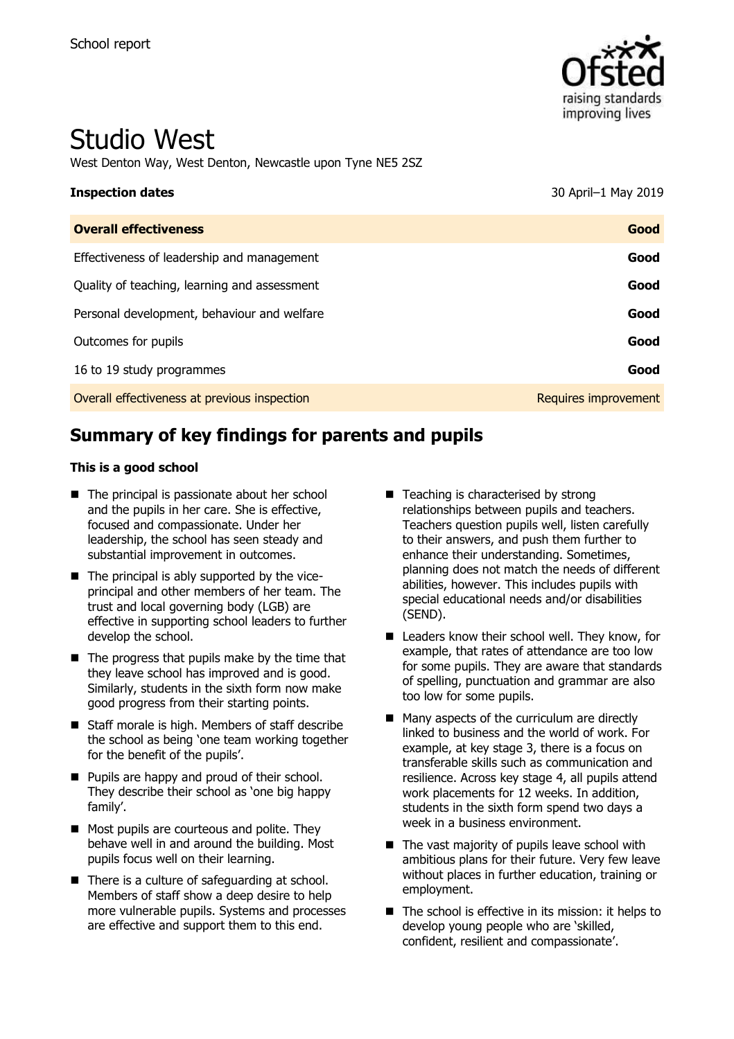School report

# Studio West

West Denton Way, West Denton, Newcastle upon Tyne NE5 2SZ

**Inspection dates** 30 April–1 May 2019

| **Overall effectiveness** | **Good** |
|---|---|
| Effectiveness of leadership and management | **Good** |
| Quality of teaching, learning and assessment | **Good** |
| Personal development, behaviour and welfare | **Good** |
| Outcomes for pupils | **Good** |
| 16 to 19 study programmes | **Good** |
| Overall effectiveness at previous inspection | Requires improvement |

## Summary of key findings for parents and pupils

**This is a good school**

- The principal is passionate about her school and the pupils in her care. She is effective, focused and compassionate. Under her leadership, the school has seen steady and substantial improvement in outcomes.
- The principal is ably supported by the vice-principal and other members of her team. The trust and local governing body (LGB) are effective in supporting school leaders to further develop the school.
- The progress that pupils make by the time that they leave school has improved and is good. Similarly, students in the sixth form now make good progress from their starting points.
- Staff morale is high. Members of staff describe the school as being 'one team working together for the benefit of the pupils'.
- Pupils are happy and proud of their school. They describe their school as 'one big happy family'.
- Most pupils are courteous and polite. They behave well in and around the building. Most pupils focus well on their learning.
- There is a culture of safeguarding at school. Members of staff show a deep desire to help more vulnerable pupils. Systems and processes are effective and support them to this end.
- Teaching is characterised by strong relationships between pupils and teachers. Teachers question pupils well, listen carefully to their answers, and push them further to enhance their understanding. Sometimes, planning does not match the needs of different abilities, however. This includes pupils with special educational needs and/or disabilities (SEND).
- Leaders know their school well. They know, for example, that rates of attendance are too low for some pupils. They are aware that standards of spelling, punctuation and grammar are also too low for some pupils.
- Many aspects of the curriculum are directly linked to business and the world of work. For example, at key stage 3, there is a focus on transferable skills such as communication and resilience. Across key stage 4, all pupils attend work placements for 12 weeks. In addition, students in the sixth form spend two days a week in a business environment.
- The vast majority of pupils leave school with ambitious plans for their future. Very few leave without places in further education, training or employment.
- The school is effective in its mission: it helps to develop young people who are 'skilled, confident, resilient and compassionate'.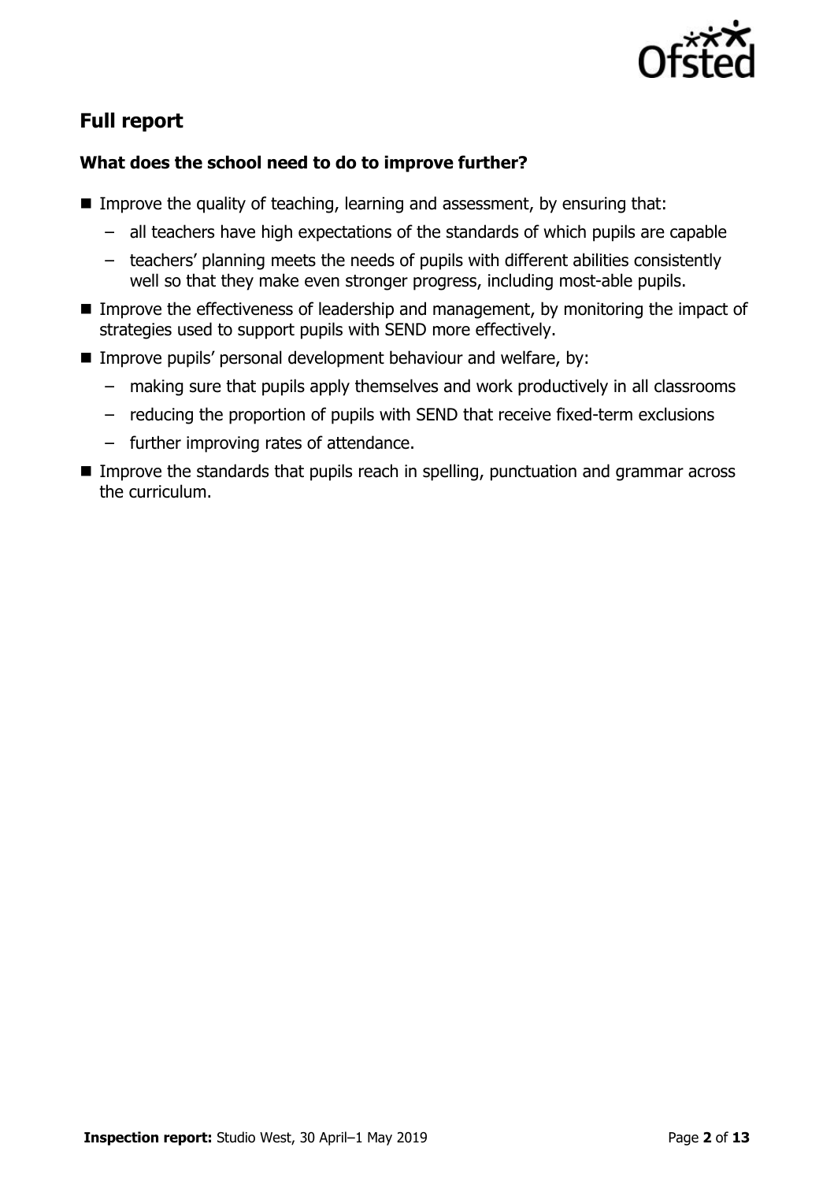## Full report

### What does the school need to do to improve further?

- Improve the quality of teaching, learning and assessment, by ensuring that:
  - all teachers have high expectations of the standards of which pupils are capable
  - teachers' planning meets the needs of pupils with different abilities consistently well so that they make even stronger progress, including most-able pupils.
- Improve the effectiveness of leadership and management, by monitoring the impact of strategies used to support pupils with SEND more effectively.
- Improve pupils' personal development behaviour and welfare, by:
  - making sure that pupils apply themselves and work productively in all classrooms
  - reducing the proportion of pupils with SEND that receive fixed-term exclusions
  - further improving rates of attendance.
- Improve the standards that pupils reach in spelling, punctuation and grammar across the curriculum.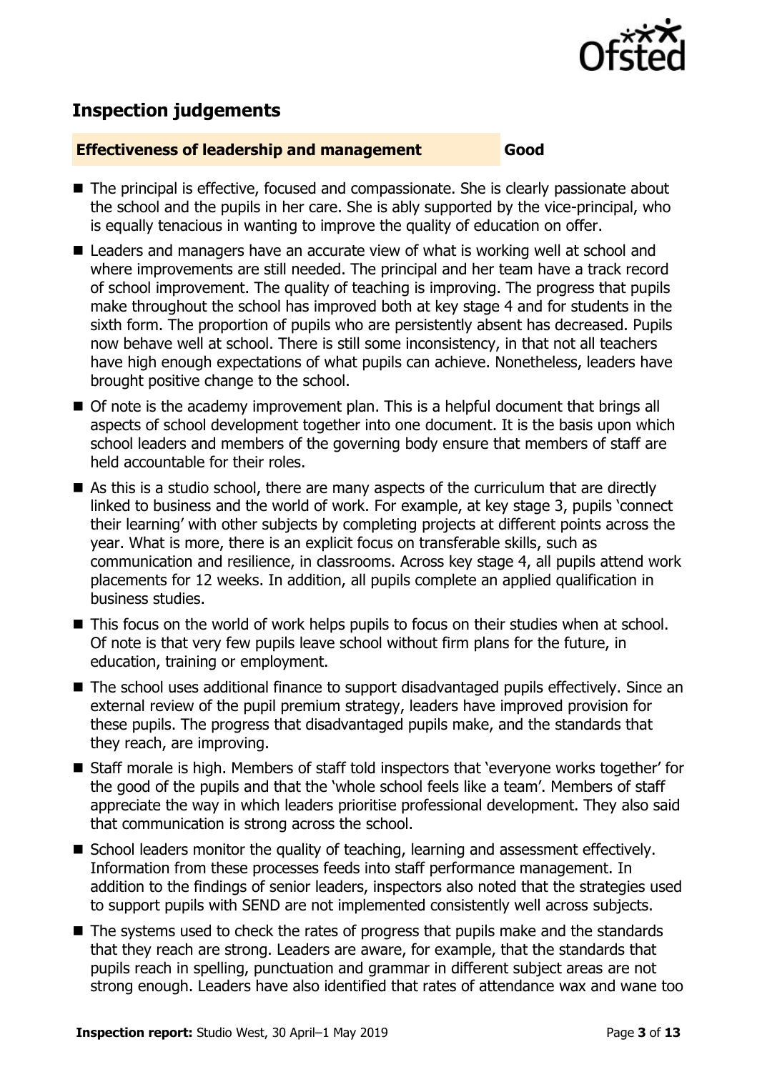## Inspection judgements

| Effectiveness of leadership and management | Good |
|---|---|

- The principal is effective, focused and compassionate. She is clearly passionate about the school and the pupils in her care. She is ably supported by the vice-principal, who is equally tenacious in wanting to improve the quality of education on offer.
- Leaders and managers have an accurate view of what is working well at school and where improvements are still needed. The principal and her team have a track record of school improvement. The quality of teaching is improving. The progress that pupils make throughout the school has improved both at key stage 4 and for students in the sixth form. The proportion of pupils who are persistently absent has decreased. Pupils now behave well at school. There is still some inconsistency, in that not all teachers have high enough expectations of what pupils can achieve. Nonetheless, leaders have brought positive change to the school.
- Of note is the academy improvement plan. This is a helpful document that brings all aspects of school development together into one document. It is the basis upon which school leaders and members of the governing body ensure that members of staff are held accountable for their roles.
- As this is a studio school, there are many aspects of the curriculum that are directly linked to business and the world of work. For example, at key stage 3, pupils 'connect their learning' with other subjects by completing projects at different points across the year. What is more, there is an explicit focus on transferable skills, such as communication and resilience, in classrooms. Across key stage 4, all pupils attend work placements for 12 weeks. In addition, all pupils complete an applied qualification in business studies.
- This focus on the world of work helps pupils to focus on their studies when at school. Of note is that very few pupils leave school without firm plans for the future, in education, training or employment.
- The school uses additional finance to support disadvantaged pupils effectively. Since an external review of the pupil premium strategy, leaders have improved provision for these pupils. The progress that disadvantaged pupils make, and the standards that they reach, are improving.
- Staff morale is high. Members of staff told inspectors that 'everyone works together' for the good of the pupils and that the 'whole school feels like a team'. Members of staff appreciate the way in which leaders prioritise professional development. They also said that communication is strong across the school.
- School leaders monitor the quality of teaching, learning and assessment effectively. Information from these processes feeds into staff performance management. In addition to the findings of senior leaders, inspectors also noted that the strategies used to support pupils with SEND are not implemented consistently well across subjects.
- The systems used to check the rates of progress that pupils make and the standards that they reach are strong. Leaders are aware, for example, that the standards that pupils reach in spelling, punctuation and grammar in different subject areas are not strong enough. Leaders have also identified that rates of attendance wax and wane too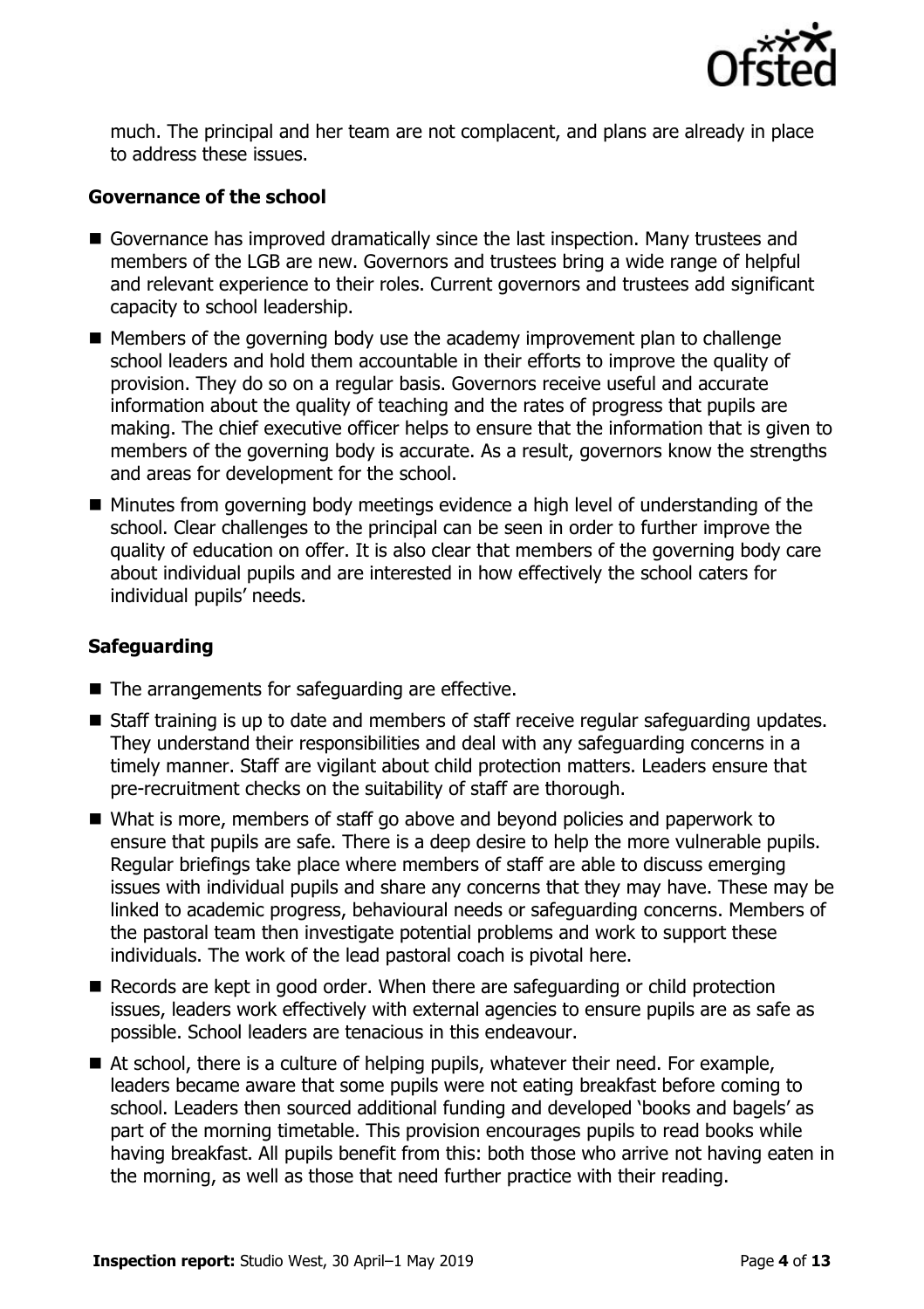much. The principal and her team are not complacent, and plans are already in place to address these issues.

### Governance of the school

- Governance has improved dramatically since the last inspection. Many trustees and members of the LGB are new. Governors and trustees bring a wide range of helpful and relevant experience to their roles. Current governors and trustees add significant capacity to school leadership.
- Members of the governing body use the academy improvement plan to challenge school leaders and hold them accountable in their efforts to improve the quality of provision. They do so on a regular basis. Governors receive useful and accurate information about the quality of teaching and the rates of progress that pupils are making. The chief executive officer helps to ensure that the information that is given to members of the governing body is accurate. As a result, governors know the strengths and areas for development for the school.
- Minutes from governing body meetings evidence a high level of understanding of the school. Clear challenges to the principal can be seen in order to further improve the quality of education on offer. It is also clear that members of the governing body care about individual pupils and are interested in how effectively the school caters for individual pupils' needs.

### Safeguarding

- The arrangements for safeguarding are effective.
- Staff training is up to date and members of staff receive regular safeguarding updates. They understand their responsibilities and deal with any safeguarding concerns in a timely manner. Staff are vigilant about child protection matters. Leaders ensure that pre-recruitment checks on the suitability of staff are thorough.
- What is more, members of staff go above and beyond policies and paperwork to ensure that pupils are safe. There is a deep desire to help the more vulnerable pupils. Regular briefings take place where members of staff are able to discuss emerging issues with individual pupils and share any concerns that they may have. These may be linked to academic progress, behavioural needs or safeguarding concerns. Members of the pastoral team then investigate potential problems and work to support these individuals. The work of the lead pastoral coach is pivotal here.
- Records are kept in good order. When there are safeguarding or child protection issues, leaders work effectively with external agencies to ensure pupils are as safe as possible. School leaders are tenacious in this endeavour.
- At school, there is a culture of helping pupils, whatever their need. For example, leaders became aware that some pupils were not eating breakfast before coming to school. Leaders then sourced additional funding and developed 'books and bagels' as part of the morning timetable. This provision encourages pupils to read books while having breakfast. All pupils benefit from this: both those who arrive not having eaten in the morning, as well as those that need further practice with their reading.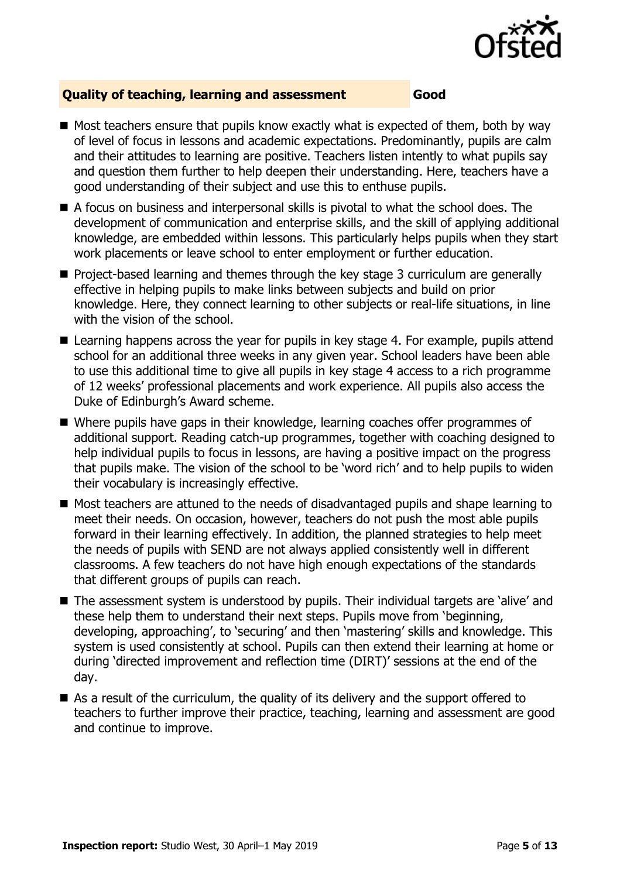## Quality of teaching, learning and assessment — Good

- Most teachers ensure that pupils know exactly what is expected of them, both by way of level of focus in lessons and academic expectations. Predominantly, pupils are calm and their attitudes to learning are positive. Teachers listen intently to what pupils say and question them further to help deepen their understanding. Here, teachers have a good understanding of their subject and use this to enthuse pupils.
- A focus on business and interpersonal skills is pivotal to what the school does. The development of communication and enterprise skills, and the skill of applying additional knowledge, are embedded within lessons. This particularly helps pupils when they start work placements or leave school to enter employment or further education.
- Project-based learning and themes through the key stage 3 curriculum are generally effective in helping pupils to make links between subjects and build on prior knowledge. Here, they connect learning to other subjects or real-life situations, in line with the vision of the school.
- Learning happens across the year for pupils in key stage 4. For example, pupils attend school for an additional three weeks in any given year. School leaders have been able to use this additional time to give all pupils in key stage 4 access to a rich programme of 12 weeks' professional placements and work experience. All pupils also access the Duke of Edinburgh's Award scheme.
- Where pupils have gaps in their knowledge, learning coaches offer programmes of additional support. Reading catch-up programmes, together with coaching designed to help individual pupils to focus in lessons, are having a positive impact on the progress that pupils make. The vision of the school to be 'word rich' and to help pupils to widen their vocabulary is increasingly effective.
- Most teachers are attuned to the needs of disadvantaged pupils and shape learning to meet their needs. On occasion, however, teachers do not push the most able pupils forward in their learning effectively. In addition, the planned strategies to help meet the needs of pupils with SEND are not always applied consistently well in different classrooms. A few teachers do not have high enough expectations of the standards that different groups of pupils can reach.
- The assessment system is understood by pupils. Their individual targets are 'alive' and these help them to understand their next steps. Pupils move from 'beginning, developing, approaching', to 'securing' and then 'mastering' skills and knowledge. This system is used consistently at school. Pupils can then extend their learning at home or during 'directed improvement and reflection time (DIRT)' sessions at the end of the day.
- As a result of the curriculum, the quality of its delivery and the support offered to teachers to further improve their practice, teaching, learning and assessment are good and continue to improve.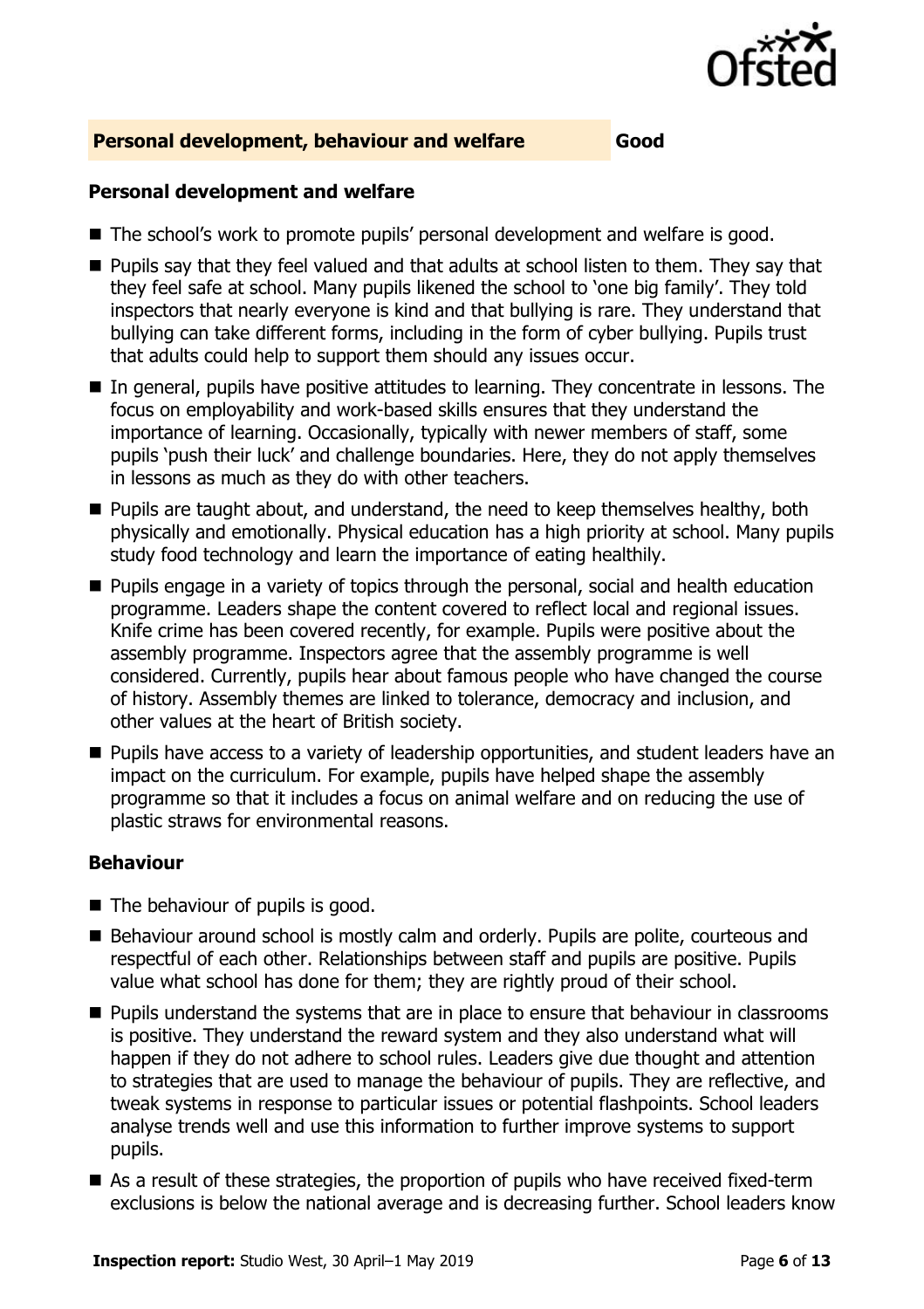## Personal development, behaviour and welfare — Good

### Personal development and welfare

- The school's work to promote pupils' personal development and welfare is good.
- Pupils say that they feel valued and that adults at school listen to them. They say that they feel safe at school. Many pupils likened the school to 'one big family'. They told inspectors that nearly everyone is kind and that bullying is rare. They understand that bullying can take different forms, including in the form of cyber bullying. Pupils trust that adults could help to support them should any issues occur.
- In general, pupils have positive attitudes to learning. They concentrate in lessons. The focus on employability and work-based skills ensures that they understand the importance of learning. Occasionally, typically with newer members of staff, some pupils 'push their luck' and challenge boundaries. Here, they do not apply themselves in lessons as much as they do with other teachers.
- Pupils are taught about, and understand, the need to keep themselves healthy, both physically and emotionally. Physical education has a high priority at school. Many pupils study food technology and learn the importance of eating healthily.
- Pupils engage in a variety of topics through the personal, social and health education programme. Leaders shape the content covered to reflect local and regional issues. Knife crime has been covered recently, for example. Pupils were positive about the assembly programme. Inspectors agree that the assembly programme is well considered. Currently, pupils hear about famous people who have changed the course of history. Assembly themes are linked to tolerance, democracy and inclusion, and other values at the heart of British society.
- Pupils have access to a variety of leadership opportunities, and student leaders have an impact on the curriculum. For example, pupils have helped shape the assembly programme so that it includes a focus on animal welfare and on reducing the use of plastic straws for environmental reasons.

### Behaviour

- The behaviour of pupils is good.
- Behaviour around school is mostly calm and orderly. Pupils are polite, courteous and respectful of each other. Relationships between staff and pupils are positive. Pupils value what school has done for them; they are rightly proud of their school.
- Pupils understand the systems that are in place to ensure that behaviour in classrooms is positive. They understand the reward system and they also understand what will happen if they do not adhere to school rules. Leaders give due thought and attention to strategies that are used to manage the behaviour of pupils. They are reflective, and tweak systems in response to particular issues or potential flashpoints. School leaders analyse trends well and use this information to further improve systems to support pupils.
- As a result of these strategies, the proportion of pupils who have received fixed-term exclusions is below the national average and is decreasing further. School leaders know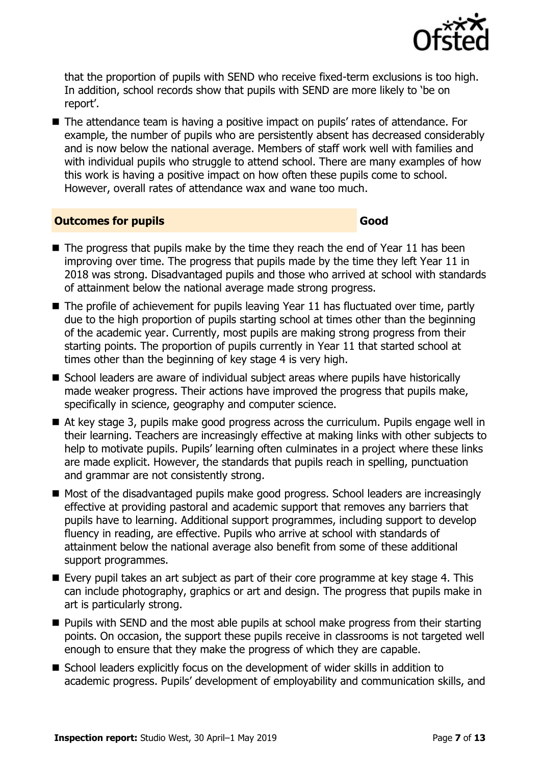that the proportion of pupils with SEND who receive fixed-term exclusions is too high. In addition, school records show that pupils with SEND are more likely to 'be on report'.

- The attendance team is having a positive impact on pupils' rates of attendance. For example, the number of pupils who are persistently absent has decreased considerably and is now below the national average. Members of staff work well with families and with individual pupils who struggle to attend school. There are many examples of how this work is having a positive impact on how often these pupils come to school. However, overall rates of attendance wax and wane too much.

## Outcomes for pupils — Good

- The progress that pupils make by the time they reach the end of Year 11 has been improving over time. The progress that pupils made by the time they left Year 11 in 2018 was strong. Disadvantaged pupils and those who arrived at school with standards of attainment below the national average made strong progress.
- The profile of achievement for pupils leaving Year 11 has fluctuated over time, partly due to the high proportion of pupils starting school at times other than the beginning of the academic year. Currently, most pupils are making strong progress from their starting points. The proportion of pupils currently in Year 11 that started school at times other than the beginning of key stage 4 is very high.
- School leaders are aware of individual subject areas where pupils have historically made weaker progress. Their actions have improved the progress that pupils make, specifically in science, geography and computer science.
- At key stage 3, pupils make good progress across the curriculum. Pupils engage well in their learning. Teachers are increasingly effective at making links with other subjects to help to motivate pupils. Pupils' learning often culminates in a project where these links are made explicit. However, the standards that pupils reach in spelling, punctuation and grammar are not consistently strong.
- Most of the disadvantaged pupils make good progress. School leaders are increasingly effective at providing pastoral and academic support that removes any barriers that pupils have to learning. Additional support programmes, including support to develop fluency in reading, are effective. Pupils who arrive at school with standards of attainment below the national average also benefit from some of these additional support programmes.
- Every pupil takes an art subject as part of their core programme at key stage 4. This can include photography, graphics or art and design. The progress that pupils make in art is particularly strong.
- Pupils with SEND and the most able pupils at school make progress from their starting points. On occasion, the support these pupils receive in classrooms is not targeted well enough to ensure that they make the progress of which they are capable.
- School leaders explicitly focus on the development of wider skills in addition to academic progress. Pupils' development of employability and communication skills, and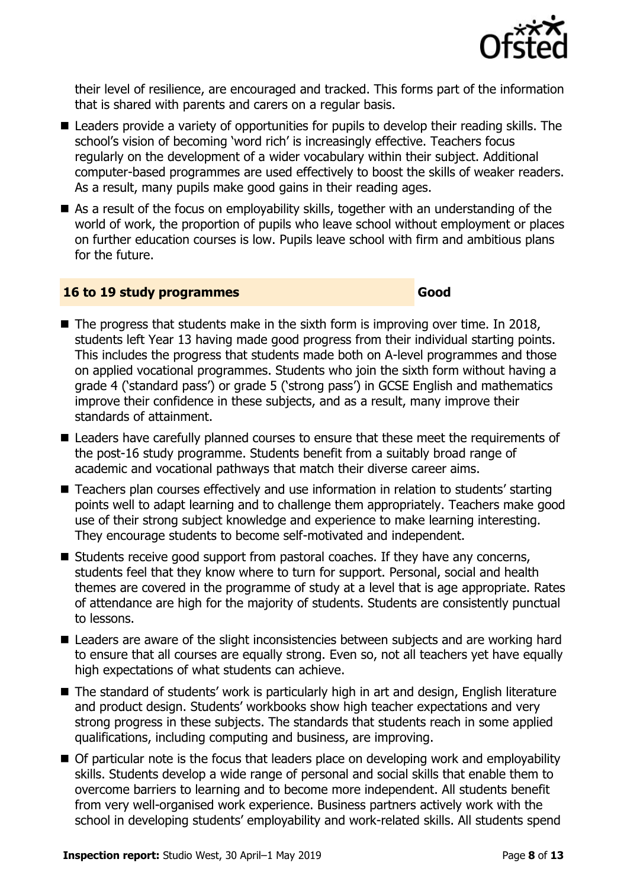their level of resilience, are encouraged and tracked. This forms part of the information that is shared with parents and carers on a regular basis.

- Leaders provide a variety of opportunities for pupils to develop their reading skills. The school's vision of becoming 'word rich' is increasingly effective. Teachers focus regularly on the development of a wider vocabulary within their subject. Additional computer-based programmes are used effectively to boost the skills of weaker readers. As a result, many pupils make good gains in their reading ages.
- As a result of the focus on employability skills, together with an understanding of the world of work, the proportion of pupils who leave school without employment or places on further education courses is low. Pupils leave school with firm and ambitious plans for the future.

## 16 to 19 study programmes — Good

- The progress that students make in the sixth form is improving over time. In 2018, students left Year 13 having made good progress from their individual starting points. This includes the progress that students made both on A-level programmes and those on applied vocational programmes. Students who join the sixth form without having a grade 4 ('standard pass') or grade 5 ('strong pass') in GCSE English and mathematics improve their confidence in these subjects, and as a result, many improve their standards of attainment.
- Leaders have carefully planned courses to ensure that these meet the requirements of the post-16 study programme. Students benefit from a suitably broad range of academic and vocational pathways that match their diverse career aims.
- Teachers plan courses effectively and use information in relation to students' starting points well to adapt learning and to challenge them appropriately. Teachers make good use of their strong subject knowledge and experience to make learning interesting. They encourage students to become self-motivated and independent.
- Students receive good support from pastoral coaches. If they have any concerns, students feel that they know where to turn for support. Personal, social and health themes are covered in the programme of study at a level that is age appropriate. Rates of attendance are high for the majority of students. Students are consistently punctual to lessons.
- Leaders are aware of the slight inconsistencies between subjects and are working hard to ensure that all courses are equally strong. Even so, not all teachers yet have equally high expectations of what students can achieve.
- The standard of students' work is particularly high in art and design, English literature and product design. Students' workbooks show high teacher expectations and very strong progress in these subjects. The standards that students reach in some applied qualifications, including computing and business, are improving.
- Of particular note is the focus that leaders place on developing work and employability skills. Students develop a wide range of personal and social skills that enable them to overcome barriers to learning and to become more independent. All students benefit from very well-organised work experience. Business partners actively work with the school in developing students' employability and work-related skills. All students spend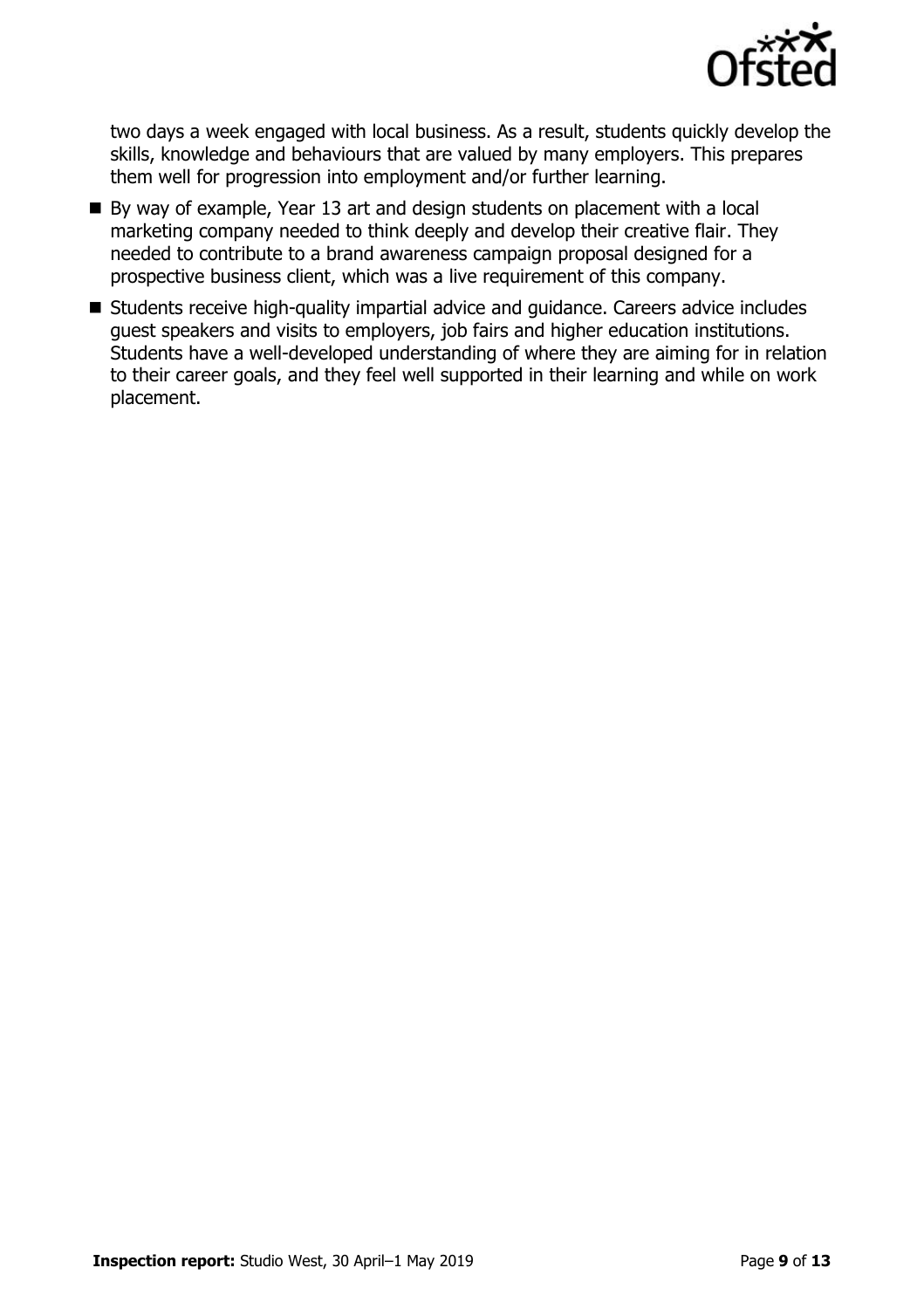two days a week engaged with local business. As a result, students quickly develop the skills, knowledge and behaviours that are valued by many employers. This prepares them well for progression into employment and/or further learning.

- By way of example, Year 13 art and design students on placement with a local marketing company needed to think deeply and develop their creative flair. They needed to contribute to a brand awareness campaign proposal designed for a prospective business client, which was a live requirement of this company.
- Students receive high-quality impartial advice and guidance. Careers advice includes guest speakers and visits to employers, job fairs and higher education institutions. Students have a well-developed understanding of where they are aiming for in relation to their career goals, and they feel well supported in their learning and while on work placement.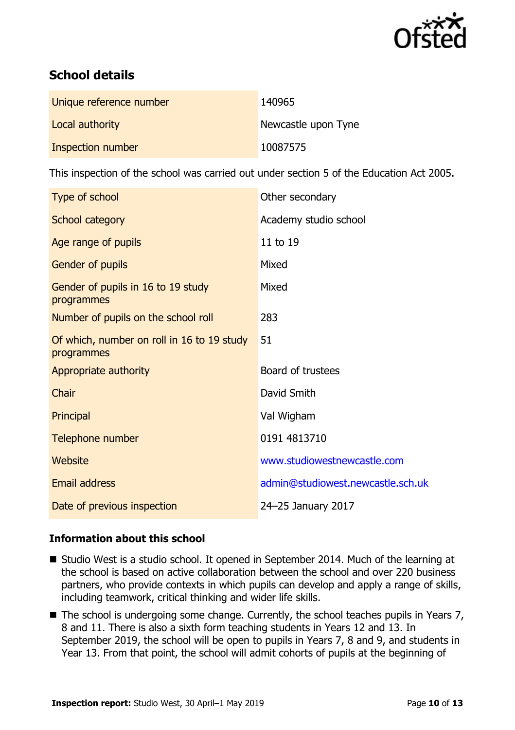## School details

| | |
|---|---|
| Unique reference number | 140965 |
| Local authority | Newcastle upon Tyne |
| Inspection number | 10087575 |

This inspection of the school was carried out under section 5 of the Education Act 2005.

| | |
|---|---|
| Type of school | Other secondary |
| School category | Academy studio school |
| Age range of pupils | 11 to 19 |
| Gender of pupils | Mixed |
| Gender of pupils in 16 to 19 study programmes | Mixed |
| Number of pupils on the school roll | 283 |
| Of which, number on roll in 16 to 19 study programmes | 51 |
| Appropriate authority | Board of trustees |
| Chair | David Smith |
| Principal | Val Wigham |
| Telephone number | 0191 4813710 |
| Website | www.studiowestnewcastle.com |
| Email address | admin@studiowest.newcastle.sch.uk |
| Date of previous inspection | 24–25 January 2017 |

### Information about this school

- Studio West is a studio school. It opened in September 2014. Much of the learning at the school is based on active collaboration between the school and over 220 business partners, who provide contexts in which pupils can develop and apply a range of skills, including teamwork, critical thinking and wider life skills.
- The school is undergoing some change. Currently, the school teaches pupils in Years 7, 8 and 11. There is also a sixth form teaching students in Years 12 and 13. In September 2019, the school will be open to pupils in Years 7, 8 and 9, and students in Year 13. From that point, the school will admit cohorts of pupils at the beginning of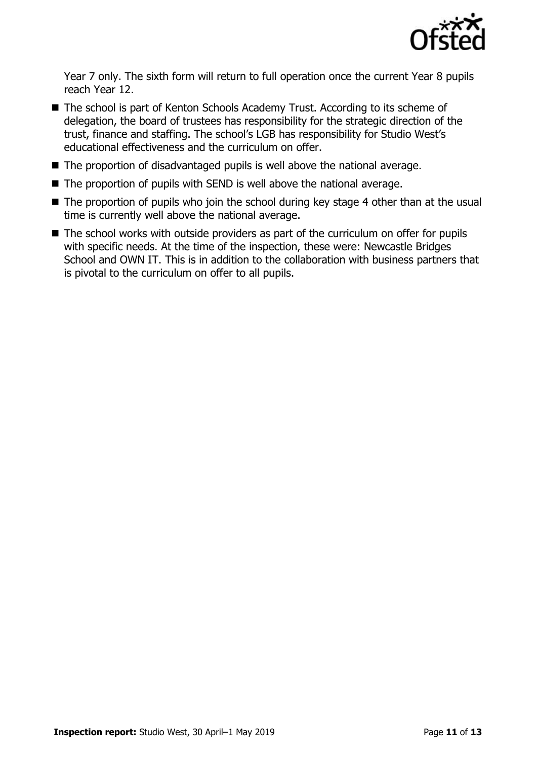Year 7 only. The sixth form will return to full operation once the current Year 8 pupils reach Year 12.

- The school is part of Kenton Schools Academy Trust. According to its scheme of delegation, the board of trustees has responsibility for the strategic direction of the trust, finance and staffing. The school's LGB has responsibility for Studio West's educational effectiveness and the curriculum on offer.
- The proportion of disadvantaged pupils is well above the national average.
- The proportion of pupils with SEND is well above the national average.
- The proportion of pupils who join the school during key stage 4 other than at the usual time is currently well above the national average.
- The school works with outside providers as part of the curriculum on offer for pupils with specific needs. At the time of the inspection, these were: Newcastle Bridges School and OWN IT. This is in addition to the collaboration with business partners that is pivotal to the curriculum on offer to all pupils.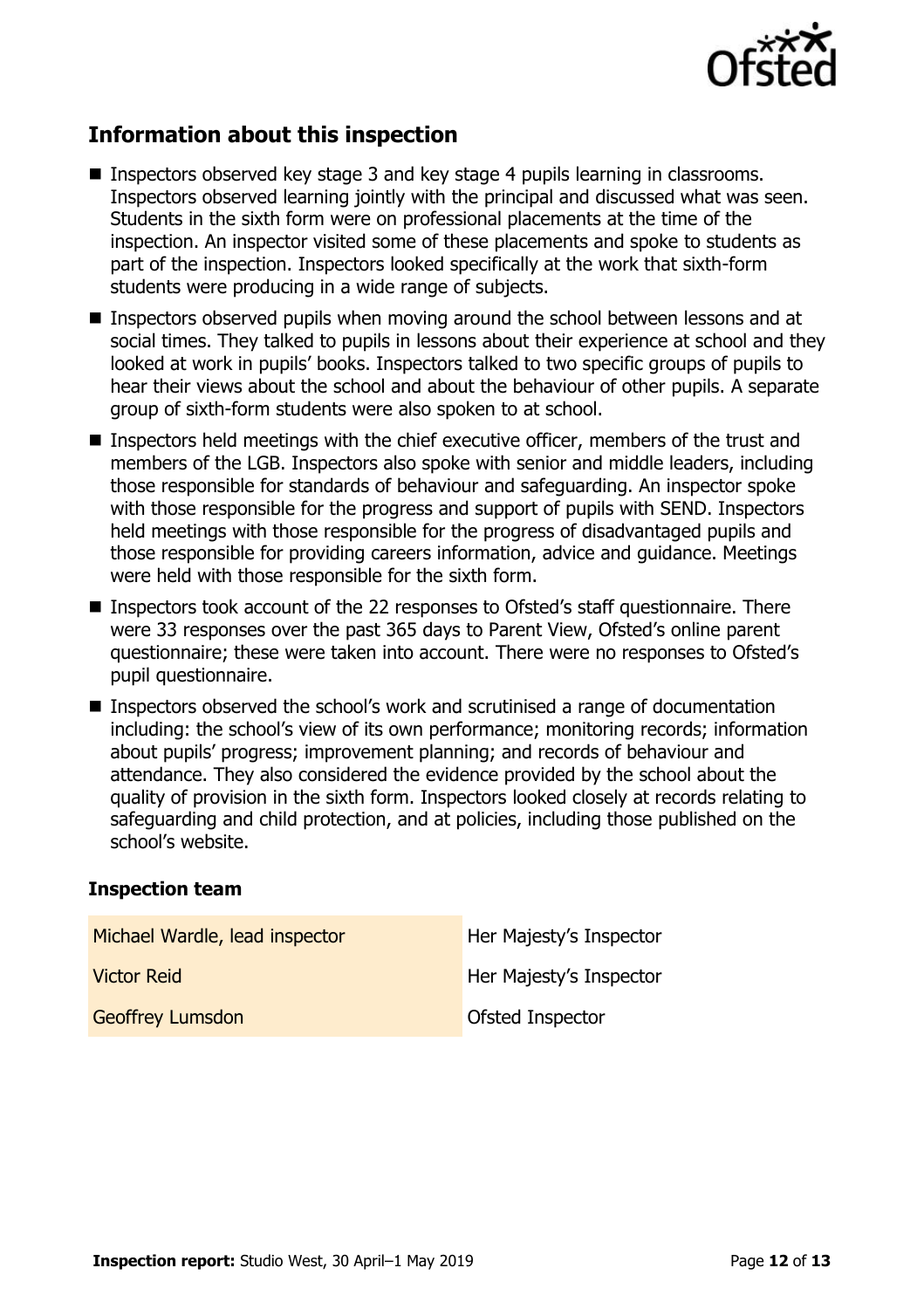## Information about this inspection

- Inspectors observed key stage 3 and key stage 4 pupils learning in classrooms. Inspectors observed learning jointly with the principal and discussed what was seen. Students in the sixth form were on professional placements at the time of the inspection. An inspector visited some of these placements and spoke to students as part of the inspection. Inspectors looked specifically at the work that sixth-form students were producing in a wide range of subjects.
- Inspectors observed pupils when moving around the school between lessons and at social times. They talked to pupils in lessons about their experience at school and they looked at work in pupils' books. Inspectors talked to two specific groups of pupils to hear their views about the school and about the behaviour of other pupils. A separate group of sixth-form students were also spoken to at school.
- Inspectors held meetings with the chief executive officer, members of the trust and members of the LGB. Inspectors also spoke with senior and middle leaders, including those responsible for standards of behaviour and safeguarding. An inspector spoke with those responsible for the progress and support of pupils with SEND. Inspectors held meetings with those responsible for the progress of disadvantaged pupils and those responsible for providing careers information, advice and guidance. Meetings were held with those responsible for the sixth form.
- Inspectors took account of the 22 responses to Ofsted's staff questionnaire. There were 33 responses over the past 365 days to Parent View, Ofsted's online parent questionnaire; these were taken into account. There were no responses to Ofsted's pupil questionnaire.
- Inspectors observed the school's work and scrutinised a range of documentation including: the school's view of its own performance; monitoring records; information about pupils' progress; improvement planning; and records of behaviour and attendance. They also considered the evidence provided by the school about the quality of provision in the sixth form. Inspectors looked closely at records relating to safeguarding and child protection, and at policies, including those published on the school's website.

### Inspection team

| | |
|---|---|
| Michael Wardle, lead inspector | Her Majesty's Inspector |
| Victor Reid | Her Majesty's Inspector |
| Geoffrey Lumsdon | Ofsted Inspector |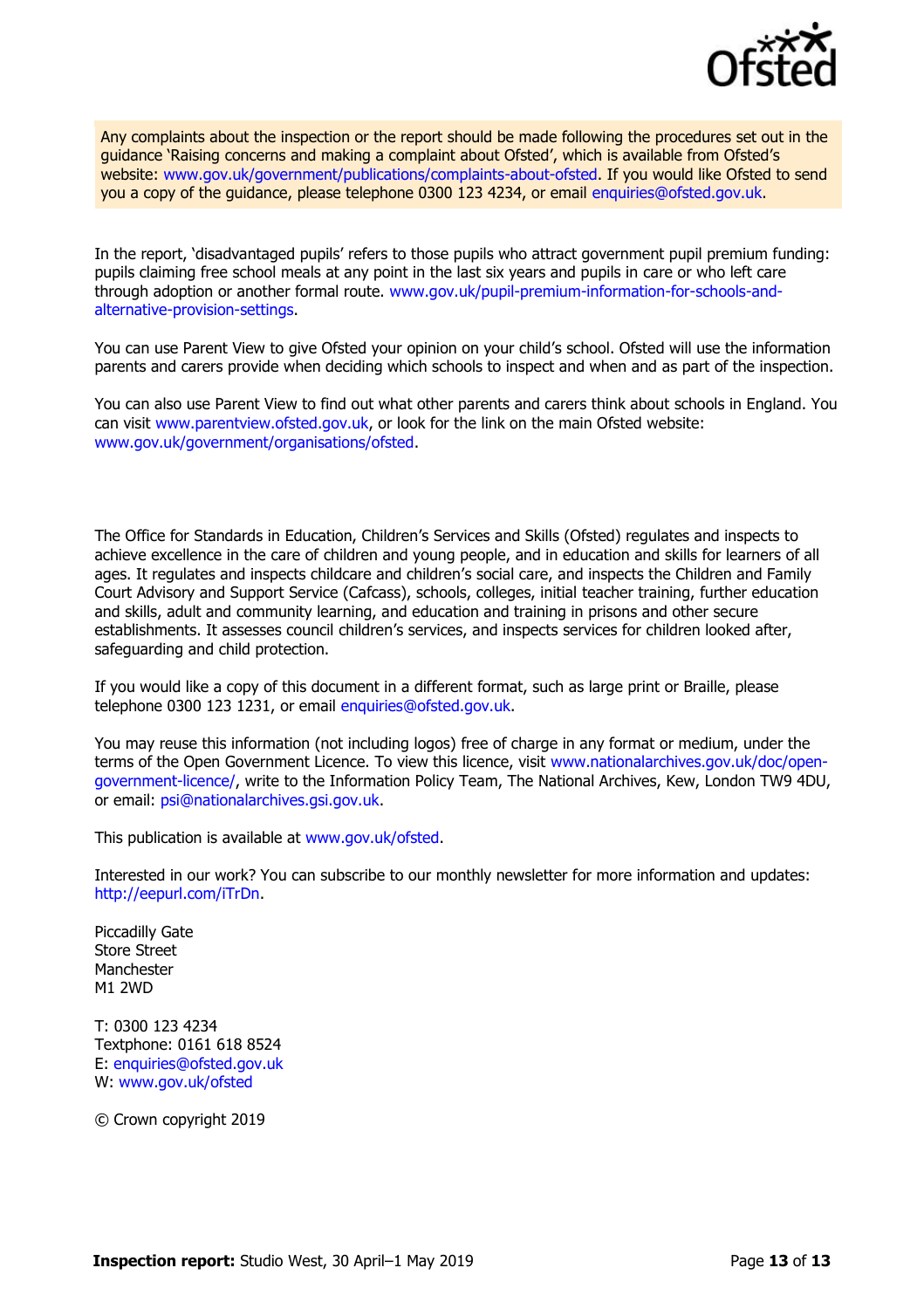Any complaints about the inspection or the report should be made following the procedures set out in the guidance 'Raising concerns and making a complaint about Ofsted', which is available from Ofsted's website: www.gov.uk/government/publications/complaints-about-ofsted. If you would like Ofsted to send you a copy of the guidance, please telephone 0300 123 4234, or email enquiries@ofsted.gov.uk.

In the report, 'disadvantaged pupils' refers to those pupils who attract government pupil premium funding: pupils claiming free school meals at any point in the last six years and pupils in care or who left care through adoption or another formal route. www.gov.uk/pupil-premium-information-for-schools-and-alternative-provision-settings.

You can use Parent View to give Ofsted your opinion on your child's school. Ofsted will use the information parents and carers provide when deciding which schools to inspect and when and as part of the inspection.

You can also use Parent View to find out what other parents and carers think about schools in England. You can visit www.parentview.ofsted.gov.uk, or look for the link on the main Ofsted website: www.gov.uk/government/organisations/ofsted.

The Office for Standards in Education, Children's Services and Skills (Ofsted) regulates and inspects to achieve excellence in the care of children and young people, and in education and skills for learners of all ages. It regulates and inspects childcare and children's social care, and inspects the Children and Family Court Advisory and Support Service (Cafcass), schools, colleges, initial teacher training, further education and skills, adult and community learning, and education and training in prisons and other secure establishments. It assesses council children's services, and inspects services for children looked after, safeguarding and child protection.

If you would like a copy of this document in a different format, such as large print or Braille, please telephone 0300 123 1231, or email enquiries@ofsted.gov.uk.

You may reuse this information (not including logos) free of charge in any format or medium, under the terms of the Open Government Licence. To view this licence, visit www.nationalarchives.gov.uk/doc/open-government-licence/, write to the Information Policy Team, The National Archives, Kew, London TW9 4DU, or email: psi@nationalarchives.gsi.gov.uk.

This publication is available at www.gov.uk/ofsted.

Interested in our work? You can subscribe to our monthly newsletter for more information and updates: http://eepurl.com/iTrDn.

Piccadilly Gate
Store Street
Manchester
M1 2WD

T: 0300 123 4234
Textphone: 0161 618 8524
E: enquiries@ofsted.gov.uk
W: www.gov.uk/ofsted

© Crown copyright 2019